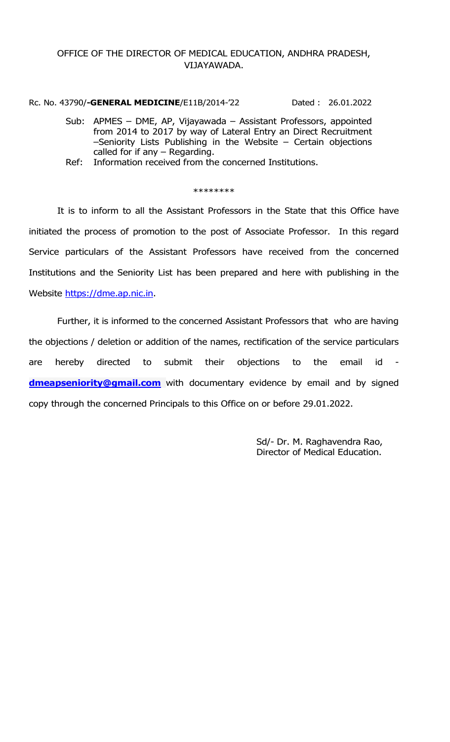OFFICE OF THE DIRECTOR OF MEDICAL EDUCATION, ANDHRA PRADESH, VIJAYAWADA.

Rc. No. 43790/**-GENERAL MEDICINE**/E11B/2014-'22 Dated : 26.01.2022

Sub: APMES – DME, AP, Vijayawada – Assistant Professors, appointed from 2014 to 2017 by way of Lateral Entry an Direct Recruitment –Seniority Lists Publishing in the Website – Certain objections called for if any – Regarding.

Ref: Information received from the concerned Institutions.

********

It is to inform to all the Assistant Professors in the State that this Office have initiated the process of promotion to the post of Associate Professor. In this regard Service particulars of the Assistant Professors have received from the concerned Institutions and the Seniority List has been prepared and here with publishing in the Website https://dme.ap.nic.in.

Further, it is informed to the concerned Assistant Professors that who are having the objections / deletion or addition of the names, rectification of the service particulars are hereby directed to submit their objections to the email id - **dmeapseniority@gmail.com** with documentary evidence by email and by signed copy through the concerned Principals to this Office on or before 29.01.2022.

Sd/- Dr. M. Raghavendra Rao,
Director of Medical Education.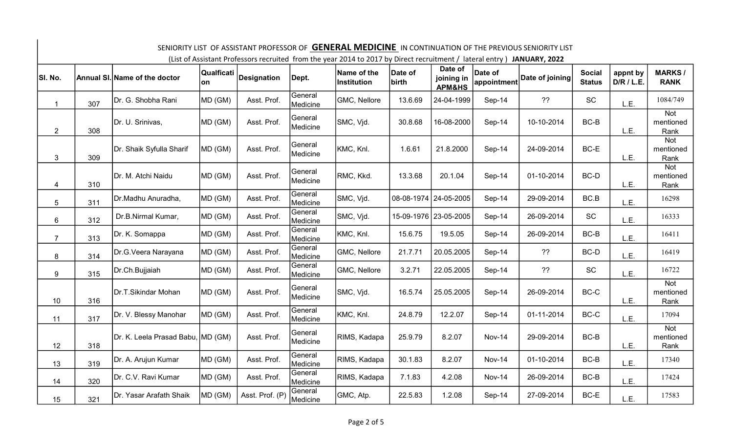SENIORITY LIST OF ASSISTANT PROFESSOR OF **GENERAL MEDICINE** IN CONTINUATION OF THE PREVIOUS SENIORITY LIST

(List of Assistant Professors recruited from the year 2014 to 2017 by Direct recruitment / lateral entry ) **JANUARY, 2022**

| Sl. No. | Annual Sl. | Name of the doctor | Qualification | Designation | Dept. | Name of the Institution | Date of birth | Date of joining in APM&HS | Date of appointment | Date of joining | Social Status | appnt by D/R / L.E. | MARKS / RANK |
|---|---|---|---|---|---|---|---|---|---|---|---|---|---|
| 1 | 307 | Dr. G. Shobha Rani | MD (GM) | Asst. Prof. | General Medicine | GMC, Nellore | 13.6.69 | 24-04-1999 | Sep-14 | ?? | SC | L.E. | 1084/749 |
| 2 | 308 | Dr. U. Srinivas, | MD (GM) | Asst. Prof. | General Medicine | SMC, Vjd. | 30.8.68 | 16-08-2000 | Sep-14 | 10-10-2014 | BC-B | L.E. | Not mentioned Rank |
| 3 | 309 | Dr. Shaik Syfulla Sharif | MD (GM) | Asst. Prof. | General Medicine | KMC, Knl. | 1.6.61 | 21.8.2000 | Sep-14 | 24-09-2014 | BC-E | L.E. | Not mentioned Rank |
| 4 | 310 | Dr. M. Atchi Naidu | MD (GM) | Asst. Prof. | General Medicine | RMC, Kkd. | 13.3.68 | 20.1.04 | Sep-14 | 01-10-2014 | BC-D | L.E. | Not mentioned Rank |
| 5 | 311 | Dr.Madhu Anuradha, | MD (GM) | Asst. Prof. | General Medicine | SMC, Vjd. | 08-08-1974 | 24-05-2005 | Sep-14 | 29-09-2014 | BC.B | L.E. | 16298 |
| 6 | 312 | Dr.B.Nirmal Kumar, | MD (GM) | Asst. Prof. | General Medicine | SMC, Vjd. | 15-09-1976 | 23-05-2005 | Sep-14 | 26-09-2014 | SC | L.E. | 16333 |
| 7 | 313 | Dr. K. Somappa | MD (GM) | Asst. Prof. | General Medicine | KMC, Knl. | 15.6.75 | 19.5.05 | Sep-14 | 26-09-2014 | BC-B | L.E. | 16411 |
| 8 | 314 | Dr.G.Veera Narayana | MD (GM) | Asst. Prof. | General Medicine | GMC, Nellore | 21.7.71 | 20.05.2005 | Sep-14 | ?? | BC-D | L.E. | 16419 |
| 9 | 315 | Dr.Ch.Bujjaiah | MD (GM) | Asst. Prof. | General Medicine | GMC, Nellore | 3.2.71 | 22.05.2005 | Sep-14 | ?? | SC | L.E. | 16722 |
| 10 | 316 | Dr.T.Sikindar Mohan | MD (GM) | Asst. Prof. | General Medicine | SMC, Vjd. | 16.5.74 | 25.05.2005 | Sep-14 | 26-09-2014 | BC-C | L.E. | Not mentioned Rank |
| 11 | 317 | Dr. V. Blessy Manohar | MD (GM) | Asst. Prof. | General Medicine | KMC, Knl. | 24.8.79 | 12.2.07 | Sep-14 | 01-11-2014 | BC-C | L.E. | 17094 |
| 12 | 318 | Dr. K. Leela Prasad Babu, | MD (GM) | Asst. Prof. | General Medicine | RIMS, Kadapa | 25.9.79 | 8.2.07 | Nov-14 | 29-09-2014 | BC-B | L.E. | Not mentioned Rank |
| 13 | 319 | Dr. A. Arujun Kumar | MD (GM) | Asst. Prof. | General Medicine | RIMS, Kadapa | 30.1.83 | 8.2.07 | Nov-14 | 01-10-2014 | BC-B | L.E. | 17340 |
| 14 | 320 | Dr. C.V. Ravi Kumar | MD (GM) | Asst. Prof. | General Medicine | RIMS, Kadapa | 7.1.83 | 4.2.08 | Nov-14 | 26-09-2014 | BC-B | L.E. | 17424 |
| 15 | 321 | Dr. Yasar Arafath Shaik | MD (GM) | Asst. Prof. (P) | General Medicine | GMC, Atp. | 22.5.83 | 1.2.08 | Sep-14 | 27-09-2014 | BC-E | L.E. | 17583 |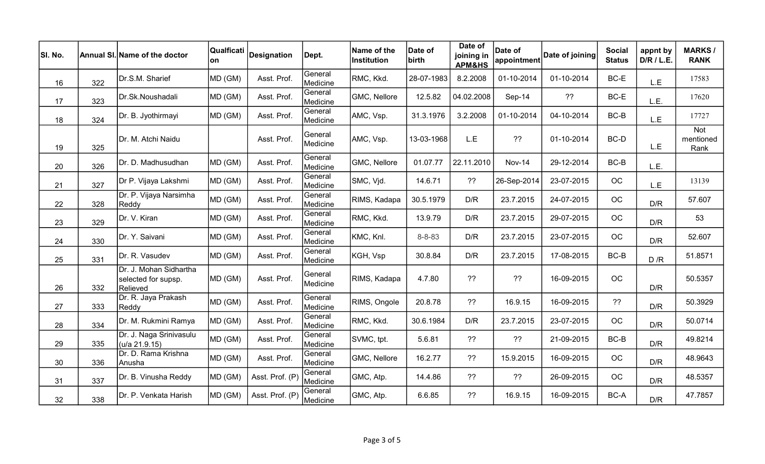| Sl. No. | Annual Sl. | Name of the doctor | Qualfication | Designation | Dept. | Name of the Institution | Date of birth | Date of joining in APM&HS | Date of appointment | Date of joining | Social Status | appnt by D/R / L.E. | MARKS / RANK |
|---|---|---|---|---|---|---|---|---|---|---|---|---|---|
| 16 | 322 | Dr.S.M. Sharief | MD (GM) | Asst. Prof. | General Medicine | RMC, Kkd. | 28-07-1983 | 8.2.2008 | 01-10-2014 | 01-10-2014 | BC-E | L.E | 17583 |
| 17 | 323 | Dr.Sk.Noushadali | MD (GM) | Asst. Prof. | General Medicine | GMC, Nellore | 12.5.82 | 04.02.2008 | Sep-14 | ?? | BC-E | L.E. | 17620 |
| 18 | 324 | Dr. B. Jyothirmayi | MD (GM) | Asst. Prof. | General Medicine | AMC, Vsp. | 31.3.1976 | 3.2.2008 | 01-10-2014 | 04-10-2014 | BC-B | L.E | 17727 |
| 19 | 325 | Dr. M. Atchi Naidu | | Asst. Prof. | General Medicine | AMC, Vsp. | 13-03-1968 | L.E | ?? | 01-10-2014 | BC-D | L.E | Not mentioned Rank |
| 20 | 326 | Dr. D. Madhusudhan | MD (GM) | Asst. Prof. | General Medicine | GMC, Nellore | 01.07.77 | 22.11.2010 | Nov-14 | 29-12-2014 | BC-B | L.E. | |
| 21 | 327 | Dr P. Vijaya Lakshmi | MD (GM) | Asst. Prof. | General Medicine | SMC, Vjd. | 14.6.71 | ?? | 26-Sep-2014 | 23-07-2015 | OC | L.E | 13139 |
| 22 | 328 | Dr. P. Vijaya Narsimha Reddy | MD (GM) | Asst. Prof. | General Medicine | RIMS, Kadapa | 30.5.1979 | D/R | 23.7.2015 | 24-07-2015 | OC | D/R | 57.607 |
| 23 | 329 | Dr. V. Kiran | MD (GM) | Asst. Prof. | General Medicine | RMC, Kkd. | 13.9.79 | D/R | 23.7.2015 | 29-07-2015 | OC | D/R | 53 |
| 24 | 330 | Dr. Y. Saivani | MD (GM) | Asst. Prof. | General Medicine | KMC, Knl. | 8-8-83 | D/R | 23.7.2015 | 23-07-2015 | OC | D/R | 52.607 |
| 25 | 331 | Dr. R. Vasudev | MD (GM) | Asst. Prof. | General Medicine | KGH, Vsp | 30.8.84 | D/R | 23.7.2015 | 17-08-2015 | BC-B | D /R | 51.8571 |
| 26 | 332 | Dr. J. Mohan Sidhartha selected for supsp. Relieved | MD (GM) | Asst. Prof. | General Medicine | RIMS, Kadapa | 4.7.80 | ?? | ?? | 16-09-2015 | OC | D/R | 50.5357 |
| 27 | 333 | Dr. R. Jaya Prakash Reddy | MD (GM) | Asst. Prof. | General Medicine | RIMS, Ongole | 20.8.78 | ?? | 16.9.15 | 16-09-2015 | ?? | D/R | 50.3929 |
| 28 | 334 | Dr. M. Rukmini Ramya | MD (GM) | Asst. Prof. | General Medicine | RMC, Kkd. | 30.6.1984 | D/R | 23.7.2015 | 23-07-2015 | OC | D/R | 50.0714 |
| 29 | 335 | Dr. J. Naga Srinivasulu (u/a 21.9.15) | MD (GM) | Asst. Prof. | General Medicine | SVMC, tpt. | 5.6.81 | ?? | ?? | 21-09-2015 | BC-B | D/R | 49.8214 |
| 30 | 336 | Dr. D. Rama Krishna Anusha | MD (GM) | Asst. Prof. | General Medicine | GMC, Nellore | 16.2.77 | ?? | 15.9.2015 | 16-09-2015 | OC | D/R | 48.9643 |
| 31 | 337 | Dr. B. Vinusha Reddy | MD (GM) | Asst. Prof. (P) | General Medicine | GMC, Atp. | 14.4.86 | ?? | ?? | 26-09-2015 | OC | D/R | 48.5357 |
| 32 | 338 | Dr. P. Venkata Harish | MD (GM) | Asst. Prof. (P) | General Medicine | GMC, Atp. | 6.6.85 | ?? | 16.9.15 | 16-09-2015 | BC-A | D/R | 47.7857 |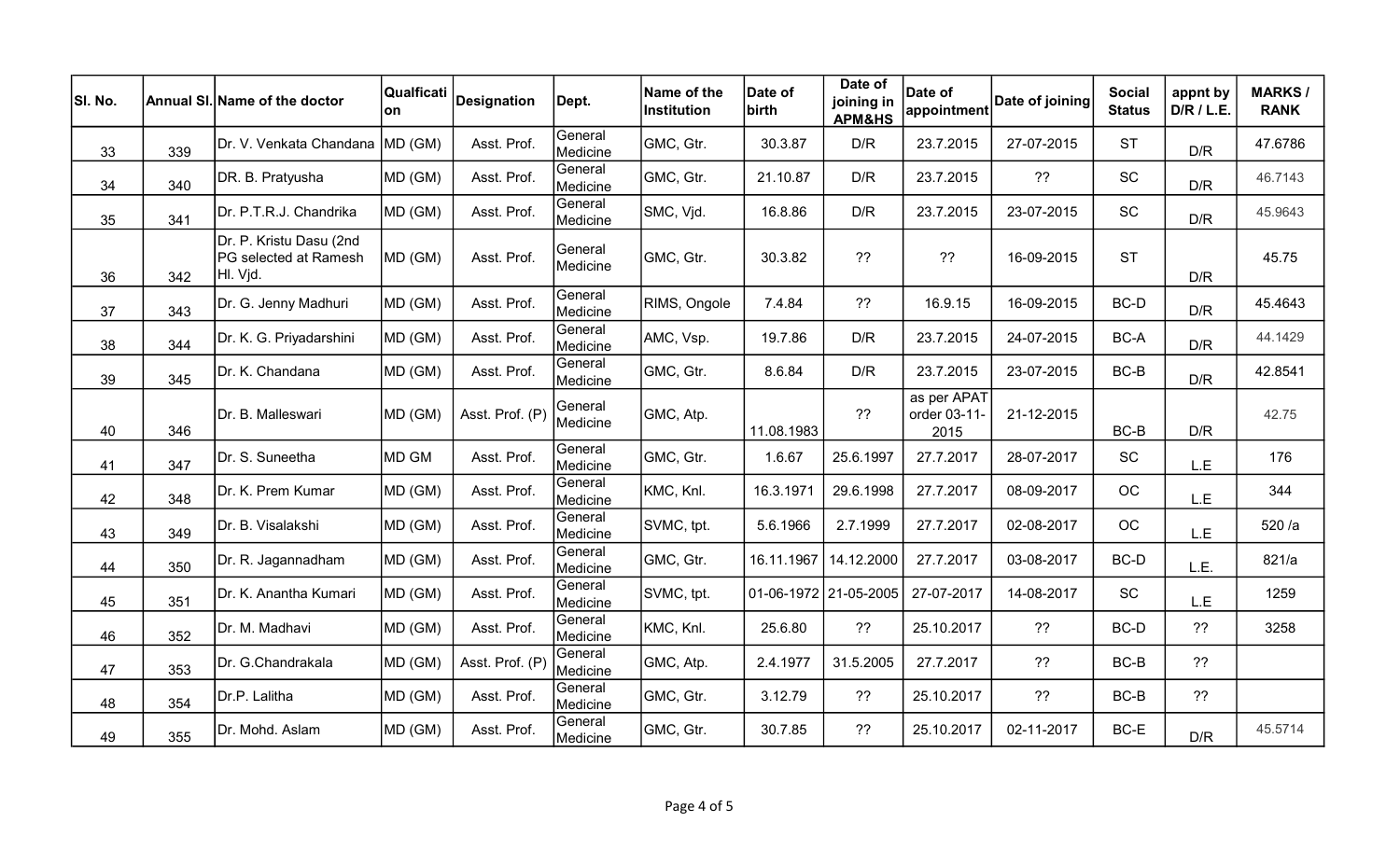| Sl. No. | Annual Sl. | Name of the doctor | Qualfication | Designation | Dept. | Name of the Institution | Date of birth | Date of joining in APM&HS | Date of appointment | Date of joining | Social Status | appnt by D/R / L.E. | MARKS / RANK |
|---|---|---|---|---|---|---|---|---|---|---|---|---|---|
| 33 | 339 | Dr. V. Venkata Chandana | MD (GM) | Asst. Prof. | General Medicine | GMC, Gtr. | 30.3.87 | D/R | 23.7.2015 | 27-07-2015 | ST | D/R | 47.6786 |
| 34 | 340 | DR. B. Pratyusha | MD (GM) | Asst. Prof. | General Medicine | GMC, Gtr. | 21.10.87 | D/R | 23.7.2015 | ?? | SC | D/R | 46.7143 |
| 35 | 341 | Dr. P.T.R.J. Chandrika | MD (GM) | Asst. Prof. | General Medicine | SMC, Vjd. | 16.8.86 | D/R | 23.7.2015 | 23-07-2015 | SC | D/R | 45.9643 |
| 36 | 342 | Dr. P. Kristu Dasu (2nd PG selected at Ramesh Hl. Vjd. | MD (GM) | Asst. Prof. | General Medicine | GMC, Gtr. | 30.3.82 | ?? | ?? | 16-09-2015 | ST | D/R | 45.75 |
| 37 | 343 | Dr. G. Jenny Madhuri | MD (GM) | Asst. Prof. | General Medicine | RIMS, Ongole | 7.4.84 | ?? | 16.9.15 | 16-09-2015 | BC-D | D/R | 45.4643 |
| 38 | 344 | Dr. K. G. Priyadarshini | MD (GM) | Asst. Prof. | General Medicine | AMC, Vsp. | 19.7.86 | D/R | 23.7.2015 | 24-07-2015 | BC-A | D/R | 44.1429 |
| 39 | 345 | Dr. K. Chandana | MD (GM) | Asst. Prof. | General Medicine | GMC, Gtr. | 8.6.84 | D/R | 23.7.2015 | 23-07-2015 | BC-B | D/R | 42.8541 |
| 40 | 346 | Dr. B. Malleswari | MD (GM) | Asst. Prof. (P) | General Medicine | GMC, Atp. | 11.08.1983 | ?? | as per APAT order 03-11-2015 | 21-12-2015 | BC-B | D/R | 42.75 |
| 41 | 347 | Dr. S. Suneetha | MD GM | Asst. Prof. | General Medicine | GMC, Gtr. | 1.6.67 | 25.6.1997 | 27.7.2017 | 28-07-2017 | SC | L.E | 176 |
| 42 | 348 | Dr. K. Prem Kumar | MD (GM) | Asst. Prof. | General Medicine | KMC, Knl. | 16.3.1971 | 29.6.1998 | 27.7.2017 | 08-09-2017 | OC | L.E | 344 |
| 43 | 349 | Dr. B. Visalakshi | MD (GM) | Asst. Prof. | General Medicine | SVMC, tpt. | 5.6.1966 | 2.7.1999 | 27.7.2017 | 02-08-2017 | OC | L.E | 520 /a |
| 44 | 350 | Dr. R. Jagannadham | MD (GM) | Asst. Prof. | General Medicine | GMC, Gtr. | 16.11.1967 | 14.12.2000 | 27.7.2017 | 03-08-2017 | BC-D | L.E. | 821/a |
| 45 | 351 | Dr. K. Anantha Kumari | MD (GM) | Asst. Prof. | General Medicine | SVMC, tpt. | 01-06-1972 | 21-05-2005 | 27-07-2017 | 14-08-2017 | SC | L.E | 1259 |
| 46 | 352 | Dr. M. Madhavi | MD (GM) | Asst. Prof. | General Medicine | KMC, Knl. | 25.6.80 | ?? | 25.10.2017 | ?? | BC-D | ?? | 3258 |
| 47 | 353 | Dr. G.Chandrakala | MD (GM) | Asst. Prof. (P) | General Medicine | GMC, Atp. | 2.4.1977 | 31.5.2005 | 27.7.2017 | ?? | BC-B | ?? | |
| 48 | 354 | Dr.P. Lalitha | MD (GM) | Asst. Prof. | General Medicine | GMC, Gtr. | 3.12.79 | ?? | 25.10.2017 | ?? | BC-B | ?? | |
| 49 | 355 | Dr. Mohd. Aslam | MD (GM) | Asst. Prof. | General Medicine | GMC, Gtr. | 30.7.85 | ?? | 25.10.2017 | 02-11-2017 | BC-E | D/R | 45.5714 |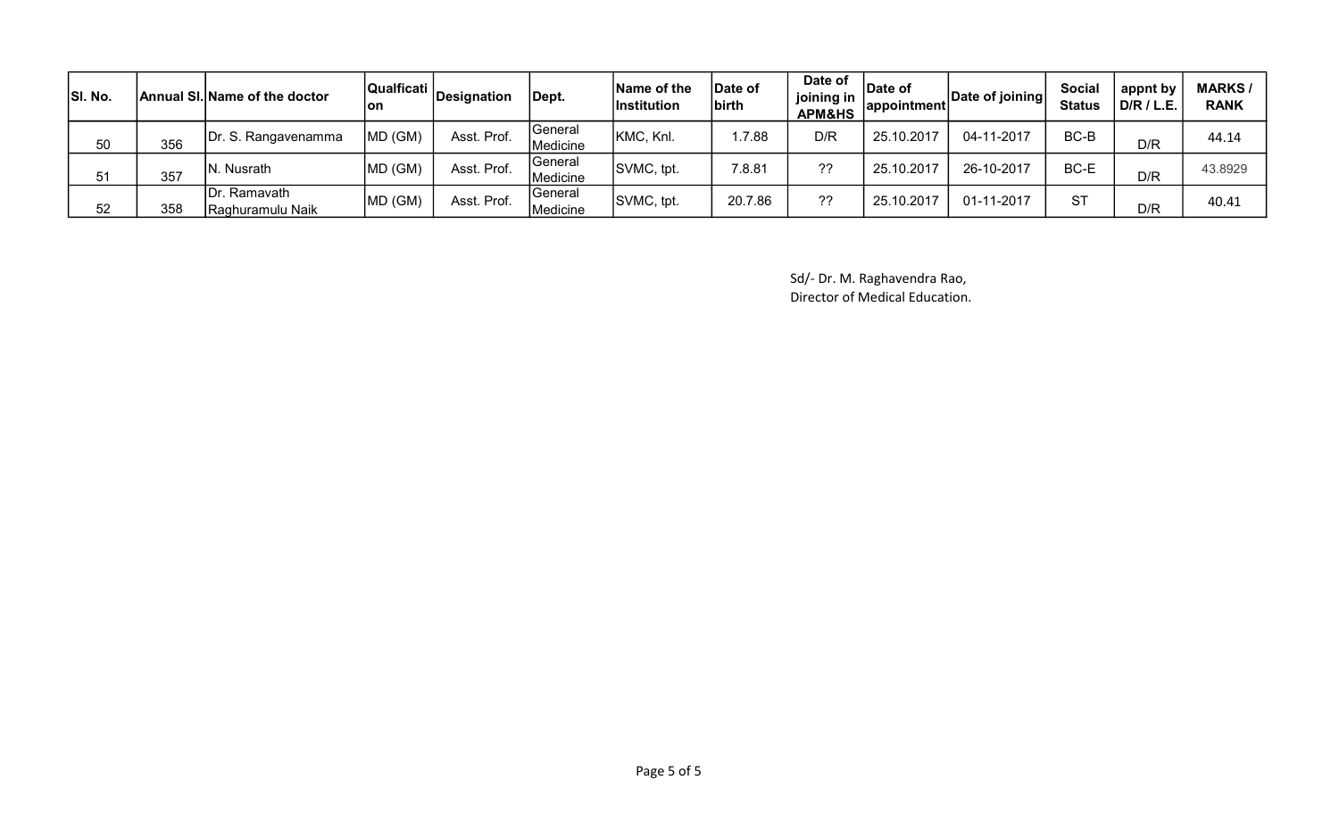| Sl. No. | Annual Sl. | Name of the doctor | Qualfication | Designation | Dept. | Name of the Institution | Date of birth | Date of joining in APM&HS | Date of appointment | Date of joining | Social Status | appnt by D/R / L.E. | MARKS / RANK |
|---|---|---|---|---|---|---|---|---|---|---|---|---|---|
| 50 | 356 | Dr. S. Rangavenamma | MD (GM) | Asst. Prof. | General Medicine | KMC, Knl. | 1.7.88 | D/R | 25.10.2017 | 04-11-2017 | BC-B | D/R | 44.14 |
| 51 | 357 | N. Nusrath | MD (GM) | Asst. Prof. | General Medicine | SVMC, tpt. | 7.8.81 | ?? | 25.10.2017 | 26-10-2017 | BC-E | D/R | 43.8929 |
| 52 | 358 | Dr. Ramavath Raghuramulu Naik | MD (GM) | Asst. Prof. | General Medicine | SVMC, tpt. | 20.7.86 | ?? | 25.10.2017 | 01-11-2017 | ST | D/R | 40.41 |

Sd/- Dr. M. Raghavendra Rao,
Director of Medical Education.